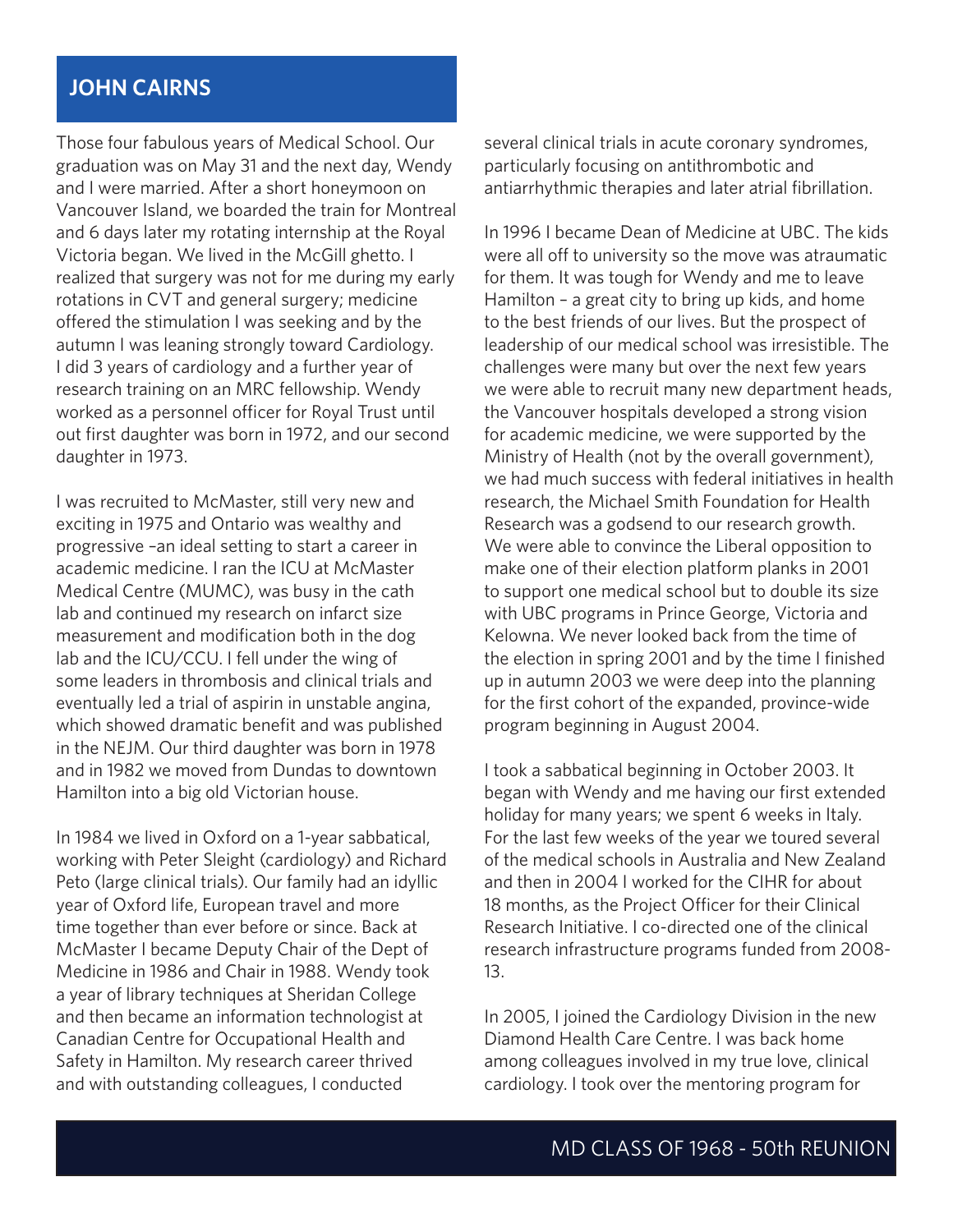## JOHN CAIRNS

Those four fabulous years of Medical School. Our graduation was on May 31 and the next day, Wendy and I were married. After a short honeymoon on Vancouver Island, we boarded the train for Montreal and 6 days later my rotating internship at the Royal Victoria began. We lived in the McGill ghetto. I realized that surgery was not for me during my early rotations in CVT and general surgery; medicine offered the stimulation I was seeking and by the autumn I was leaning strongly toward Cardiology. I did 3 years of cardiology and a further year of research training on an MRC fellowship. Wendy worked as a personnel officer for Royal Trust until out first daughter was born in 1972, and our second daughter in 1973.

I was recruited to McMaster, still very new and exciting in 1975 and Ontario was wealthy and progressive –an ideal setting to start a career in academic medicine. I ran the ICU at McMaster Medical Centre (MUMC), was busy in the cath lab and continued my research on infarct size measurement and modification both in the dog lab and the ICU/CCU. I fell under the wing of some leaders in thrombosis and clinical trials and eventually led a trial of aspirin in unstable angina, which showed dramatic benefit and was published in the NEJM. Our third daughter was born in 1978 and in 1982 we moved from Dundas to downtown Hamilton into a big old Victorian house.

In 1984 we lived in Oxford on a 1-year sabbatical, working with Peter Sleight (cardiology) and Richard Peto (large clinical trials). Our family had an idyllic year of Oxford life, European travel and more time together than ever before or since. Back at McMaster I became Deputy Chair of the Dept of Medicine in 1986 and Chair in 1988. Wendy took a year of library techniques at Sheridan College and then became an information technologist at Canadian Centre for Occupational Health and Safety in Hamilton. My research career thrived and with outstanding colleagues, I conducted several clinical trials in acute coronary syndromes, particularly focusing on antithrombotic and antiarrhythmic therapies and later atrial fibrillation.

In 1996 I became Dean of Medicine at UBC. The kids were all off to university so the move was atraumatic for them. It was tough for Wendy and me to leave Hamilton – a great city to bring up kids, and home to the best friends of our lives. But the prospect of leadership of our medical school was irresistible. The challenges were many but over the next few years we were able to recruit many new department heads, the Vancouver hospitals developed a strong vision for academic medicine, we were supported by the Ministry of Health (not by the overall government), we had much success with federal initiatives in health research, the Michael Smith Foundation for Health Research was a godsend to our research growth. We were able to convince the Liberal opposition to make one of their election platform planks in 2001 to support one medical school but to double its size with UBC programs in Prince George, Victoria and Kelowna. We never looked back from the time of the election in spring 2001 and by the time I finished up in autumn 2003 we were deep into the planning for the first cohort of the expanded, province-wide program beginning in August 2004.

I took a sabbatical beginning in October 2003. It began with Wendy and me having our first extended holiday for many years; we spent 6 weeks in Italy. For the last few weeks of the year we toured several of the medical schools in Australia and New Zealand and then in 2004 I worked for the CIHR for about 18 months, as the Project Officer for their Clinical Research Initiative. I co-directed one of the clinical research infrastructure programs funded from 2008-13.

In 2005, I joined the Cardiology Division in the new Diamond Health Care Centre. I was back home among colleagues involved in my true love, clinical cardiology. I took over the mentoring program for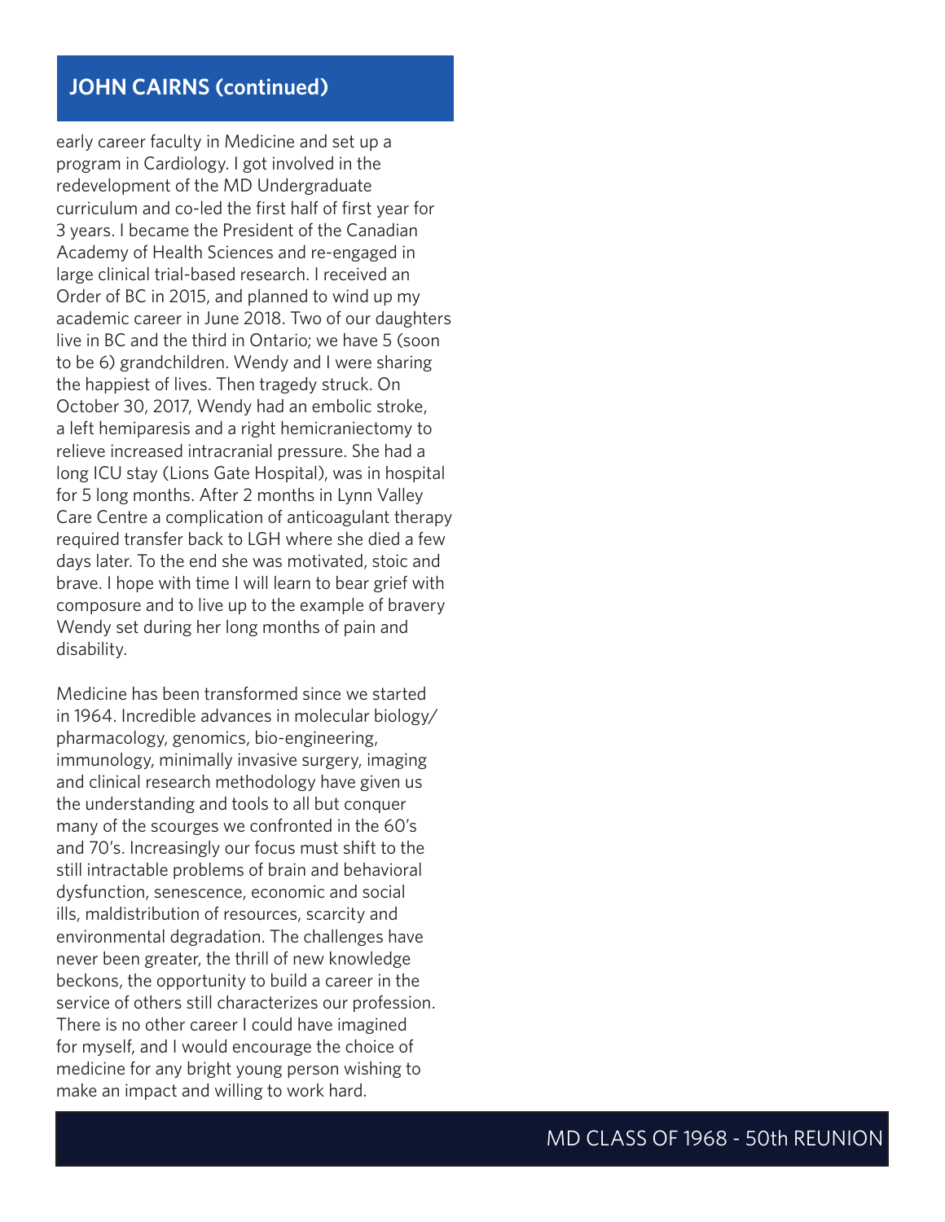## JOHN CAIRNS (continued)

early career faculty in Medicine and set up a program in Cardiology. I got involved in the redevelopment of the MD Undergraduate curriculum and co-led the first half of first year for 3 years. I became the President of the Canadian Academy of Health Sciences and re-engaged in large clinical trial-based research. I received an Order of BC in 2015, and planned to wind up my academic career in June 2018. Two of our daughters live in BC and the third in Ontario; we have 5 (soon to be 6) grandchildren. Wendy and I were sharing the happiest of lives. Then tragedy struck. On October 30, 2017, Wendy had an embolic stroke, a left hemiparesis and a right hemicraniectomy to relieve increased intracranial pressure. She had a long ICU stay (Lions Gate Hospital), was in hospital for 5 long months. After 2 months in Lynn Valley Care Centre a complication of anticoagulant therapy required transfer back to LGH where she died a few days later. To the end she was motivated, stoic and brave. I hope with time I will learn to bear grief with composure and to live up to the example of bravery Wendy set during her long months of pain and disability.

Medicine has been transformed since we started in 1964. Incredible advances in molecular biology/pharmacology, genomics, bio-engineering, immunology, minimally invasive surgery, imaging and clinical research methodology have given us the understanding and tools to all but conquer many of the scourges we confronted in the 60's and 70's. Increasingly our focus must shift to the still intractable problems of brain and behavioral dysfunction, senescence, economic and social ills, maldistribution of resources, scarcity and environmental degradation. The challenges have never been greater, the thrill of new knowledge beckons, the opportunity to build a career in the service of others still characterizes our profession. There is no other career I could have imagined for myself, and I would encourage the choice of medicine for any bright young person wishing to make an impact and willing to work hard.